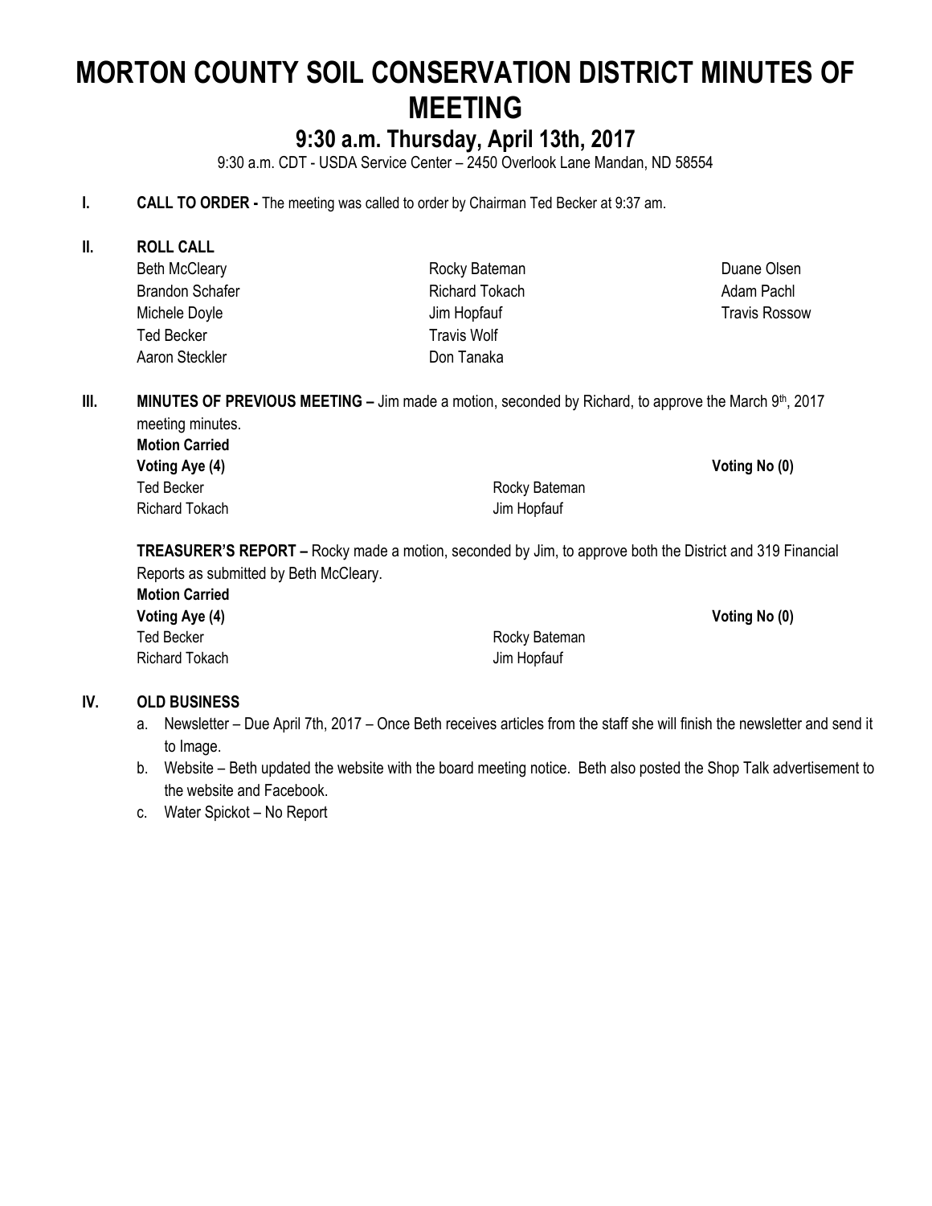# MORTON COUNTY SOIL CONSERVATION DISTRICT MINUTES OF MEETING

## 9:30 a.m. Thursday, April 13th, 2017

9:30 a.m. CDT - USDA Service Center – 2450 Overlook Lane Mandan, ND 58554

**I. CALL TO ORDER -** The meeting was called to order by Chairman Ted Becker at 9:37 am.

**II. ROLL CALL**

| | | |
|---|---|---|
| Beth McCleary | Rocky Bateman | Duane Olsen |
| Brandon Schafer | Richard Tokach | Adam Pachl |
| Michele Doyle | Jim Hopfauf | Travis Rossow |
| Ted Becker | Travis Wolf | |
| Aaron Steckler | Don Tanaka | |

**III. MINUTES OF PREVIOUS MEETING –** Jim made a motion, seconded by Richard, to approve the March 9th, 2017 meeting minutes.

**Motion Carried**

| **Voting Aye (4)** | | **Voting No (0)** |
|---|---|---|
| Ted Becker | Rocky Bateman | |
| Richard Tokach | Jim Hopfauf | |

**TREASURER'S REPORT –** Rocky made a motion, seconded by Jim, to approve both the District and 319 Financial Reports as submitted by Beth McCleary.

**Motion Carried**

| **Voting Aye (4)** | | **Voting No (0)** |
|---|---|---|
| Ted Becker | Rocky Bateman | |
| Richard Tokach | Jim Hopfauf | |

**IV. OLD BUSINESS**

a. Newsletter – Due April 7th, 2017 – Once Beth receives articles from the staff she will finish the newsletter and send it to Image.

b. Website – Beth updated the website with the board meeting notice. Beth also posted the Shop Talk advertisement to the website and Facebook.

c. Water Spickot – No Report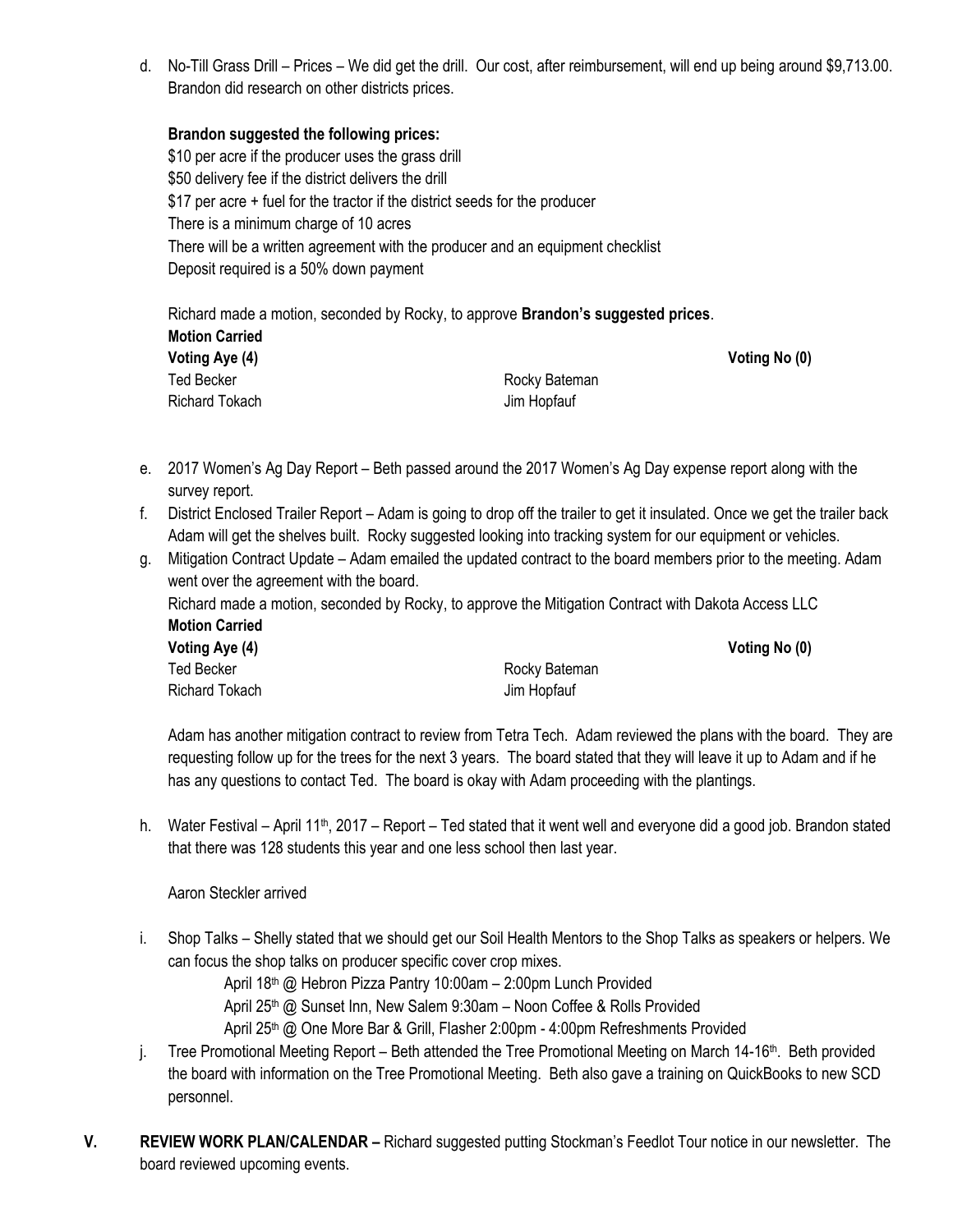d. No-Till Grass Drill – Prices – We did get the drill. Our cost, after reimbursement, will end up being around $9,713.00. Brandon did research on other districts prices.

**Brandon suggested the following prices:**
$10 per acre if the producer uses the grass drill
$50 delivery fee if the district delivers the drill
$17 per acre + fuel for the tractor if the district seeds for the producer
There is a minimum charge of 10 acres
There will be a written agreement with the producer and an equipment checklist
Deposit required is a 50% down payment

Richard made a motion, seconded by Rocky, to approve **Brandon's suggested prices**.
**Motion Carried**

| **Voting Aye (4)** | | **Voting No (0)** |
|---|---|---|
| Ted Becker | Rocky Bateman | |
| Richard Tokach | Jim Hopfauf | |

e. 2017 Women's Ag Day Report – Beth passed around the 2017 Women's Ag Day expense report along with the survey report.

f. District Enclosed Trailer Report – Adam is going to drop off the trailer to get it insulated. Once we get the trailer back Adam will get the shelves built. Rocky suggested looking into tracking system for our equipment or vehicles.

g. Mitigation Contract Update – Adam emailed the updated contract to the board members prior to the meeting. Adam went over the agreement with the board.
Richard made a motion, seconded by Rocky, to approve the Mitigation Contract with Dakota Access LLC
**Motion Carried**

| **Voting Aye (4)** | | **Voting No (0)** |
|---|---|---|
| Ted Becker | Rocky Bateman | |
| Richard Tokach | Jim Hopfauf | |

Adam has another mitigation contract to review from Tetra Tech. Adam reviewed the plans with the board. They are requesting follow up for the trees for the next 3 years. The board stated that they will leave it up to Adam and if he has any questions to contact Ted. The board is okay with Adam proceeding with the plantings.

h. Water Festival – April 11th, 2017 – Report – Ted stated that it went well and everyone did a good job. Brandon stated that there was 128 students this year and one less school then last year.

Aaron Steckler arrived

i. Shop Talks – Shelly stated that we should get our Soil Health Mentors to the Shop Talks as speakers or helpers. We can focus the shop talks on producer specific cover crop mixes.
   - April 18th @ Hebron Pizza Pantry 10:00am – 2:00pm Lunch Provided
   - April 25th @ Sunset Inn, New Salem 9:30am – Noon Coffee & Rolls Provided
   - April 25th @ One More Bar & Grill, Flasher 2:00pm - 4:00pm Refreshments Provided

j. Tree Promotional Meeting Report – Beth attended the Tree Promotional Meeting on March 14-16th. Beth provided the board with information on the Tree Promotional Meeting. Beth also gave a training on QuickBooks to new SCD personnel.

**V. REVIEW WORK PLAN/CALENDAR –** Richard suggested putting Stockman's Feedlot Tour notice in our newsletter. The board reviewed upcoming events.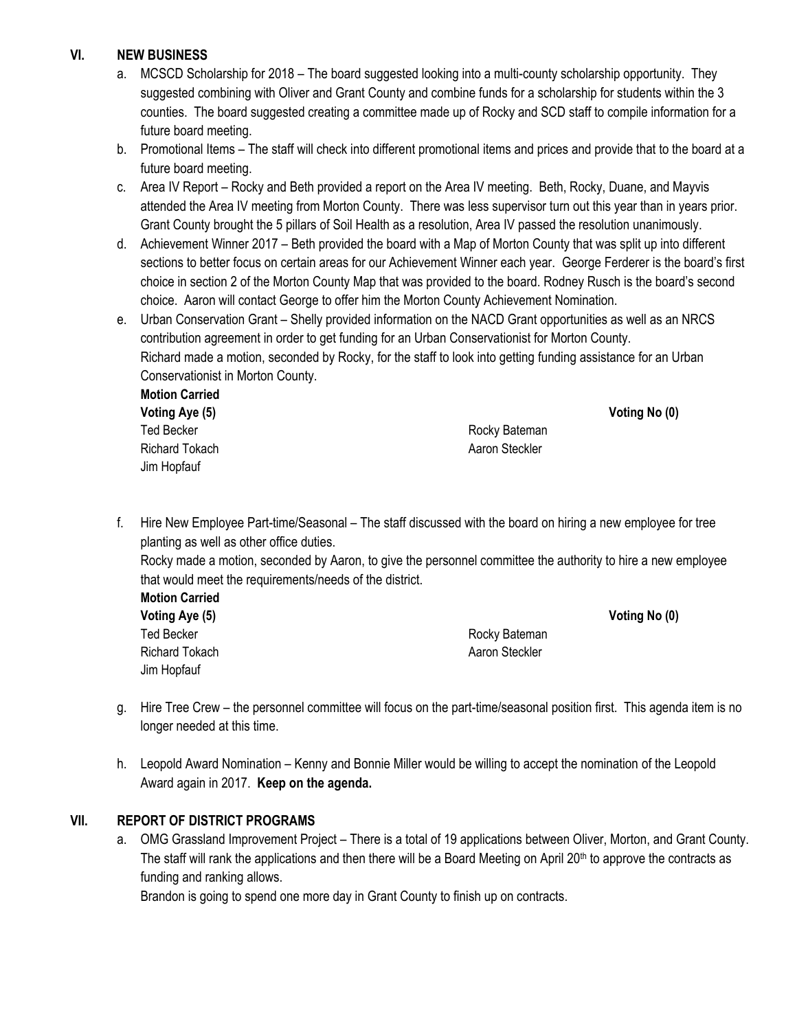## VI. NEW BUSINESS

a. MCSCD Scholarship for 2018 – The board suggested looking into a multi-county scholarship opportunity. They suggested combining with Oliver and Grant County and combine funds for a scholarship for students within the 3 counties. The board suggested creating a committee made up of Rocky and SCD staff to compile information for a future board meeting.

b. Promotional Items – The staff will check into different promotional items and prices and provide that to the board at a future board meeting.

c. Area IV Report – Rocky and Beth provided a report on the Area IV meeting. Beth, Rocky, Duane, and Mayvis attended the Area IV meeting from Morton County. There was less supervisor turn out this year than in years prior. Grant County brought the 5 pillars of Soil Health as a resolution, Area IV passed the resolution unanimously.

d. Achievement Winner 2017 – Beth provided the board with a Map of Morton County that was split up into different sections to better focus on certain areas for our Achievement Winner each year. George Ferderer is the board's first choice in section 2 of the Morton County Map that was provided to the board. Rodney Rusch is the board's second choice. Aaron will contact George to offer him the Morton County Achievement Nomination.

e. Urban Conservation Grant – Shelly provided information on the NACD Grant opportunities as well as an NRCS contribution agreement in order to get funding for an Urban Conservationist for Morton County.
Richard made a motion, seconded by Rocky, for the staff to look into getting funding assistance for an Urban Conservationist in Morton County.

**Motion Carried**

| **Voting Aye (5)** | | **Voting No (0)** |
|---|---|---|
| Ted Becker | Rocky Bateman | |
| Richard Tokach | Aaron Steckler | |
| Jim Hopfauf | | |

f. Hire New Employee Part-time/Seasonal – The staff discussed with the board on hiring a new employee for tree planting as well as other office duties.
Rocky made a motion, seconded by Aaron, to give the personnel committee the authority to hire a new employee that would meet the requirements/needs of the district.

**Motion Carried**

| **Voting Aye (5)** | | **Voting No (0)** |
|---|---|---|
| Ted Becker | Rocky Bateman | |
| Richard Tokach | Aaron Steckler | |
| Jim Hopfauf | | |

g. Hire Tree Crew – the personnel committee will focus on the part-time/seasonal position first. This agenda item is no longer needed at this time.

h. Leopold Award Nomination – Kenny and Bonnie Miller would be willing to accept the nomination of the Leopold Award again in 2017. **Keep on the agenda.**

## VII. REPORT OF DISTRICT PROGRAMS

a. OMG Grassland Improvement Project – There is a total of 19 applications between Oliver, Morton, and Grant County. The staff will rank the applications and then there will be a Board Meeting on April 20th to approve the contracts as funding and ranking allows.
Brandon is going to spend one more day in Grant County to finish up on contracts.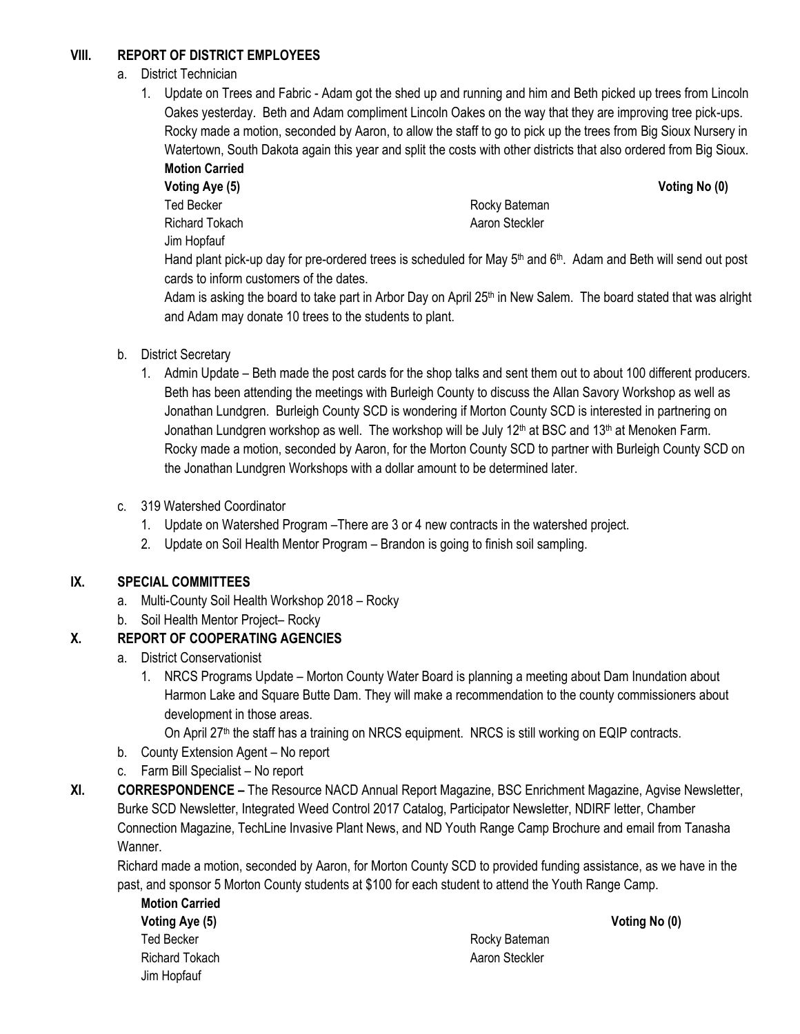## VIII. REPORT OF DISTRICT EMPLOYEES

a. District Technician

1. Update on Trees and Fabric - Adam got the shed up and running and him and Beth picked up trees from Lincoln Oakes yesterday. Beth and Adam compliment Lincoln Oakes on the way that they are improving tree pick-ups. Rocky made a motion, seconded by Aaron, to allow the staff to go to pick up the trees from Big Sioux Nursery in Watertown, South Dakota again this year and split the costs with other districts that also ordered from Big Sioux.

   **Motion Carried**

   **Voting Aye (5)** **Voting No (0)**

   Ted Becker
   Richard Tokach
   Jim Hopfauf
   Rocky Bateman
   Aaron Steckler

   Hand plant pick-up day for pre-ordered trees is scheduled for May 5th and 6th. Adam and Beth will send out post cards to inform customers of the dates.

   Adam is asking the board to take part in Arbor Day on April 25th in New Salem. The board stated that was alright and Adam may donate 10 trees to the students to plant.

b. District Secretary

1. Admin Update – Beth made the post cards for the shop talks and sent them out to about 100 different producers. Beth has been attending the meetings with Burleigh County to discuss the Allan Savory Workshop as well as Jonathan Lundgren. Burleigh County SCD is wondering if Morton County SCD is interested in partnering on Jonathan Lundgren workshop as well. The workshop will be July 12th at BSC and 13th at Menoken Farm. Rocky made a motion, seconded by Aaron, for the Morton County SCD to partner with Burleigh County SCD on the Jonathan Lundgren Workshops with a dollar amount to be determined later.

c. 319 Watershed Coordinator

1. Update on Watershed Program –There are 3 or 4 new contracts in the watershed project.
2. Update on Soil Health Mentor Program – Brandon is going to finish soil sampling.

## IX. SPECIAL COMMITTEES

a. Multi-County Soil Health Workshop 2018 – Rocky
b. Soil Health Mentor Project– Rocky

## X. REPORT OF COOPERATING AGENCIES

a. District Conservationist

1. NRCS Programs Update – Morton County Water Board is planning a meeting about Dam Inundation about Harmon Lake and Square Butte Dam. They will make a recommendation to the county commissioners about development in those areas.

   On April 27th the staff has a training on NRCS equipment. NRCS is still working on EQIP contracts.

b. County Extension Agent – No report
c. Farm Bill Specialist – No report

## XI. CORRESPONDENCE –

The Resource NACD Annual Report Magazine, BSC Enrichment Magazine, Agvise Newsletter, Burke SCD Newsletter, Integrated Weed Control 2017 Catalog, Participator Newsletter, NDIRF letter, Chamber Connection Magazine, TechLine Invasive Plant News, and ND Youth Range Camp Brochure and email from Tanasha Wanner.

Richard made a motion, seconded by Aaron, for Morton County SCD to provided funding assistance, as we have in the past, and sponsor 5 Morton County students at $100 for each student to attend the Youth Range Camp.

**Motion Carried**

**Voting Aye (5)** **Voting No (0)**

Ted Becker
Richard Tokach
Jim Hopfauf
Rocky Bateman
Aaron Steckler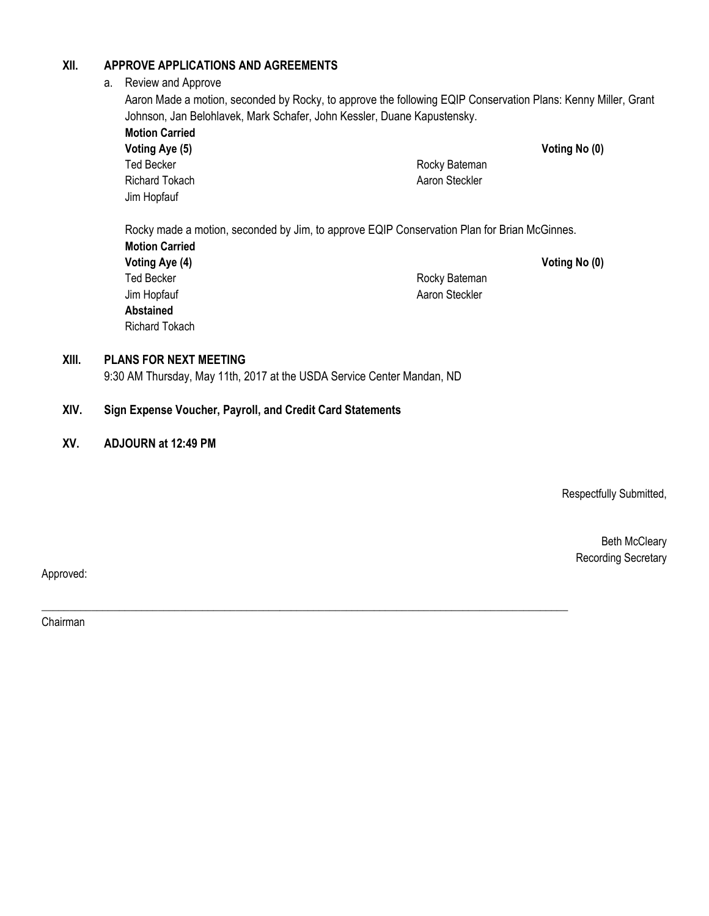## XII. APPROVE APPLICATIONS AND AGREEMENTS

a. Review and Approve

Aaron Made a motion, seconded by Rocky, to approve the following EQIP Conservation Plans: Kenny Miller, Grant Johnson, Jan Belohlavek, Mark Schafer, John Kessler, Duane Kapustensky.

**Motion Carried**

**Voting Aye (5)**

Ted Becker
Richard Tokach
Jim Hopfauf
Rocky Bateman
Aaron Steckler

**Voting No (0)**

Rocky made a motion, seconded by Jim, to approve EQIP Conservation Plan for Brian McGinnes.

**Motion Carried**

**Voting Aye (4)**

Ted Becker
Jim Hopfauf
Rocky Bateman
Aaron Steckler

**Voting No (0)**

**Abstained**

Richard Tokach

## XIII. PLANS FOR NEXT MEETING

9:30 AM Thursday, May 11th, 2017 at the USDA Service Center Mandan, ND

## XIV. Sign Expense Voucher, Payroll, and Credit Card Statements

## XV. ADJOURN at 12:49 PM

Respectfully Submitted,

Beth McCleary
Recording Secretary

Approved:

\_\_\_\_\_\_\_\_\_\_\_\_\_\_\_\_\_\_\_\_\_\_\_\_\_\_\_\_\_\_\_\_\_\_\_\_\_\_\_\_\_\_\_\_

Chairman